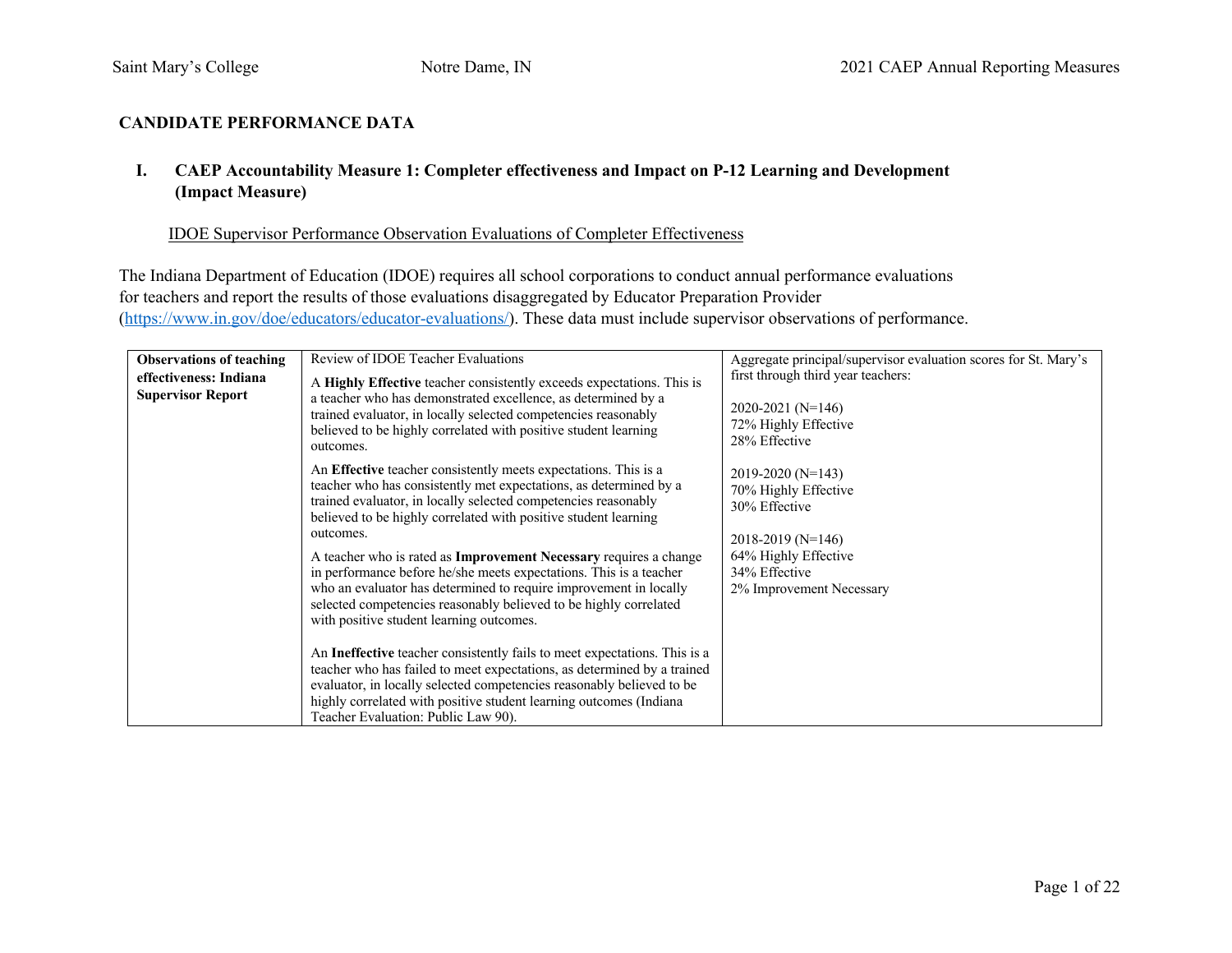**CANDIDATE PERFORMANCE DATA**

## I. CAEP Accountability Measure 1: Completer effectiveness and Impact on P-12 Learning and Development (Impact Measure)

IDOE Supervisor Performance Observation Evaluations of Completer Effectiveness

The Indiana Department of Education (IDOE) requires all school corporations to conduct annual performance evaluations for teachers and report the results of those evaluations disaggregated by Educator Preparation Provider (https://www.in.gov/doe/educators/educator-evaluations/). These data must include supervisor observations of performance.

| **Observations of teaching effectiveness: Indiana Supervisor Report** | Review of IDOE Teacher Evaluations<br><br>A **Highly Effective** teacher consistently exceeds expectations. This is a teacher who has demonstrated excellence, as determined by a trained evaluator, in locally selected competencies reasonably believed to be highly correlated with positive student learning outcomes.<br><br>An **Effective** teacher consistently meets expectations. This is a teacher who has consistently met expectations, as determined by a trained evaluator, in locally selected competencies reasonably believed to be highly correlated with positive student learning outcomes.<br><br>A teacher who is rated as **Improvement Necessary** requires a change in performance before he/she meets expectations. This is a teacher who an evaluator has determined to require improvement in locally selected competencies reasonably believed to be highly correlated with positive student learning outcomes.<br><br>An **Ineffective** teacher consistently fails to meet expectations. This is a teacher who has failed to meet expectations, as determined by a trained evaluator, in locally selected competencies reasonably believed to be highly correlated with positive student learning outcomes (Indiana Teacher Evaluation: Public Law 90). | Aggregate principal/supervisor evaluation scores for St. Mary's first through third year teachers:<br><br>2020-2021 (N=146)<br>72% Highly Effective<br>28% Effective<br><br>2019-2020 (N=143)<br>70% Highly Effective<br>30% Effective<br><br>2018-2019 (N=146)<br>64% Highly Effective<br>34% Effective<br>2% Improvement Necessary |
|---|---|---|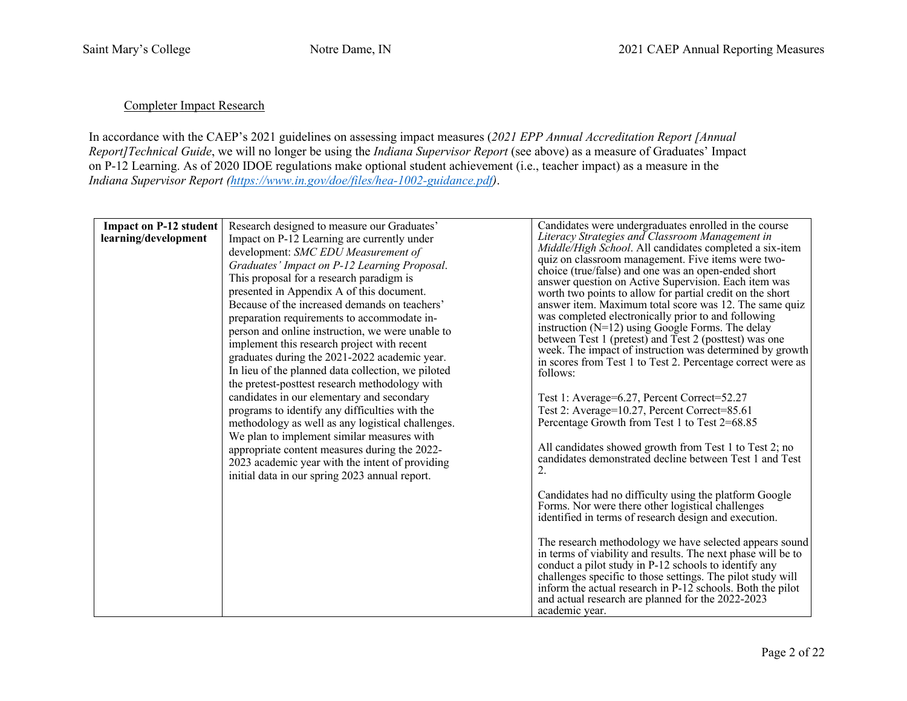Completer Impact Research

In accordance with the CAEP's 2021 guidelines on assessing impact measures (*2021 EPP Annual Accreditation Report [Annual Report]Technical Guide*, we will no longer be using the *Indiana Supervisor Report* (see above) as a measure of Graduates' Impact on P-12 Learning. As of 2020 IDOE regulations make optional student achievement (i.e., teacher impact) as a measure in the *Indiana Supervisor Report* (https://www.in.gov/doe/files/hea-1002-guidance.pdf).

| **Impact on P-12 student learning/development** | Research designed to measure our Graduates' Impact on P-12 Learning are currently under development: *SMC EDU Measurement of Graduates' Impact on P-12 Learning Proposal*. This proposal for a research paradigm is presented in Appendix A of this document. Because of the increased demands on teachers' preparation requirements to accommodate in-person and online instruction, we were unable to implement this research project with recent graduates during the 2021-2022 academic year. In lieu of the planned data collection, we piloted the pretest-posttest research methodology with candidates in our elementary and secondary programs to identify any difficulties with the methodology as well as any logistical challenges. We plan to implement similar measures with appropriate content measures during the 2022-2023 academic year with the intent of providing initial data in our spring 2023 annual report. | Candidates were undergraduates enrolled in the course *Literacy Strategies and Classroom Management in Middle/High School*. All candidates completed a six-item quiz on classroom management. Five items were two-choice (true/false) and one was an open-ended short answer question on Active Supervision. Each item was worth two points to allow for partial credit on the short answer item. Maximum total score was 12. The same quiz was completed electronically prior to and following instruction (N=12) using Google Forms. The delay between Test 1 (pretest) and Test 2 (posttest) was one week. The impact of instruction was determined by growth in scores from Test 1 to Test 2. Percentage correct were as follows:<br><br>Test 1: Average=6.27, Percent Correct=52.27<br>Test 2: Average=10.27, Percent Correct=85.61<br>Percentage Growth from Test 1 to Test 2=68.85<br><br>All candidates showed growth from Test 1 to Test 2; no candidates demonstrated decline between Test 1 and Test 2.<br><br>Candidates had no difficulty using the platform Google Forms. Nor were there other logistical challenges identified in terms of research design and execution.<br><br>The research methodology we have selected appears sound in terms of viability and results. The next phase will be to conduct a pilot study in P-12 schools to identify any challenges specific to those settings. The pilot study will inform the actual research in P-12 schools. Both the pilot and actual research are planned for the 2022-2023 academic year. |
|---|---|---|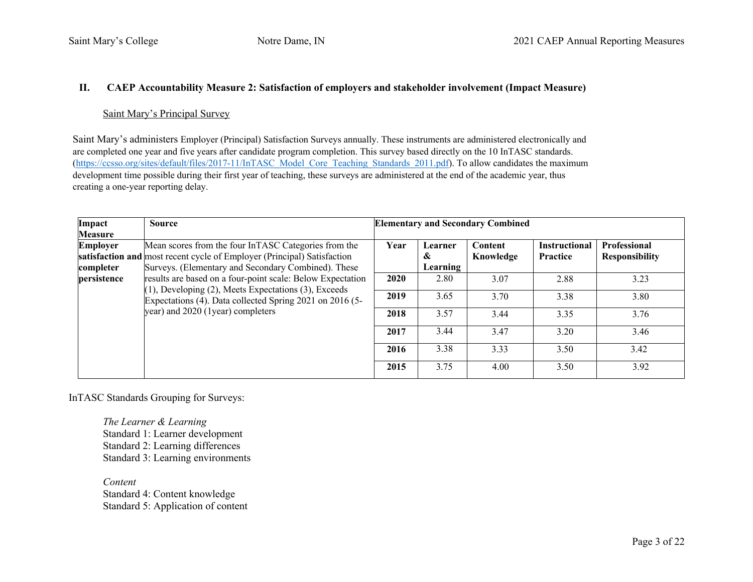## II. CAEP Accountability Measure 2: Satisfaction of employers and stakeholder involvement (Impact Measure)

Saint Mary's Principal Survey

Saint Mary's administers Employer (Principal) Satisfaction Surveys annually. These instruments are administered electronically and are completed one year and five years after candidate program completion. This survey based directly on the 10 InTASC standards. (https://ccsso.org/sites/default/files/2017-11/InTASC_Model_Core_Teaching_Standards_2011.pdf). To allow candidates the maximum development time possible during their first year of teaching, these surveys are administered at the end of the academic year, thus creating a one-year reporting delay.

| Impact Measure | Source | Elementary and Secondary Combined | | | | |
|---|---|---|---|---|---|---|
| | | **Year** | **Learner & Learning** | **Content Knowledge** | **Instructional Practice** | **Professional Responsibility** |
| **Employer satisfaction and completer persistence** | Mean scores from the four InTASC Categories from the most recent cycle of Employer (Principal) Satisfaction Surveys. (Elementary and Secondary Combined). These results are based on a four-point scale: Below Expectation (1), Developing (2), Meets Expectations (3), Exceeds Expectations (4). Data collected Spring 2021 on 2016 (5-year) and 2020 (1year) completers | **2020** | 2.80 | 3.07 | 2.88 | 3.23 |
| | | **2019** | 3.65 | 3.70 | 3.38 | 3.80 |
| | | **2018** | 3.57 | 3.44 | 3.35 | 3.76 |
| | | **2017** | 3.44 | 3.47 | 3.20 | 3.46 |
| | | **2016** | 3.38 | 3.33 | 3.50 | 3.42 |
| | | **2015** | 3.75 | 4.00 | 3.50 | 3.92 |

InTASC Standards Grouping for Surveys:

*The Learner & Learning*
Standard 1: Learner development
Standard 2: Learning differences
Standard 3: Learning environments

*Content*
Standard 4: Content knowledge
Standard 5: Application of content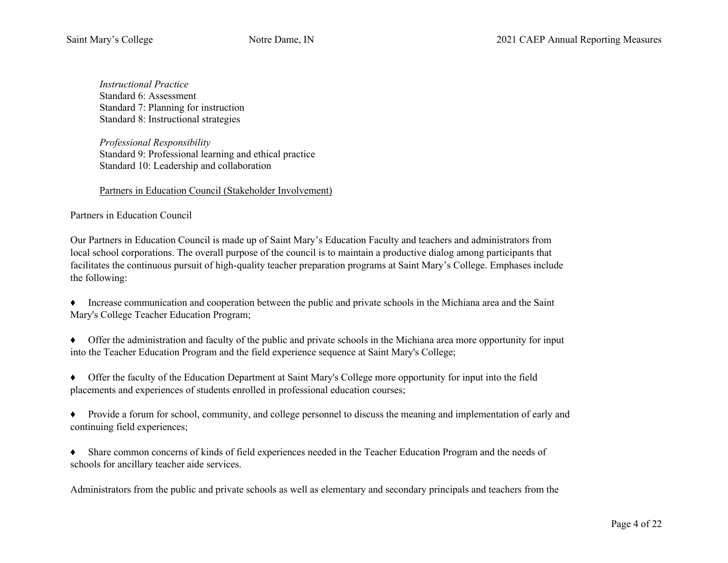*Instructional Practice*
Standard 6: Assessment
Standard 7: Planning for instruction
Standard 8: Instructional strategies

*Professional Responsibility*
Standard 9: Professional learning and ethical practice
Standard 10: Leadership and collaboration

<u>Partners in Education Council (Stakeholder Involvement)</u>

Partners in Education Council

Our Partners in Education Council is made up of Saint Mary's Education Faculty and teachers and administrators from local school corporations. The overall purpose of the council is to maintain a productive dialog among participants that facilitates the continuous pursuit of high-quality teacher preparation programs at Saint Mary's College. Emphases include the following:

♦ Increase communication and cooperation between the public and private schools in the Michiana area and the Saint Mary's College Teacher Education Program;

♦ Offer the administration and faculty of the public and private schools in the Michiana area more opportunity for input into the Teacher Education Program and the field experience sequence at Saint Mary's College;

♦ Offer the faculty of the Education Department at Saint Mary's College more opportunity for input into the field placements and experiences of students enrolled in professional education courses;

♦ Provide a forum for school, community, and college personnel to discuss the meaning and implementation of early and continuing field experiences;

♦ Share common concerns of kinds of field experiences needed in the Teacher Education Program and the needs of schools for ancillary teacher aide services.

Administrators from the public and private schools as well as elementary and secondary principals and teachers from the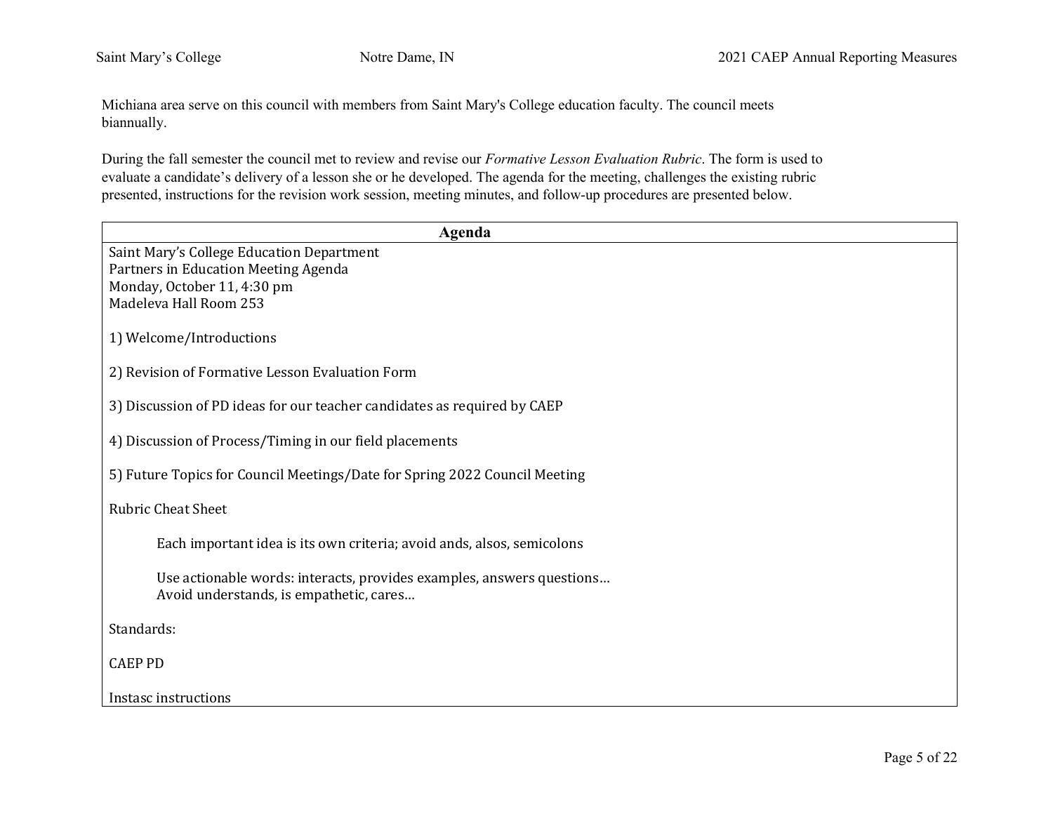Michiana area serve on this council with members from Saint Mary's College education faculty. The council meets biannually.

During the fall semester the council met to review and revise our *Formative Lesson Evaluation Rubric*. The form is used to evaluate a candidate's delivery of a lesson she or he developed. The agenda for the meeting, challenges the existing rubric presented, instructions for the revision work session, meeting minutes, and follow-up procedures are presented below.

| **Agenda** |
|---|
| Saint Mary's College Education Department<br>Partners in Education Meeting Agenda<br>Monday, October 11, 4:30 pm<br>Madeleva Hall Room 253<br><br>1) Welcome/Introductions<br><br>2) Revision of Formative Lesson Evaluation Form<br><br>3) Discussion of PD ideas for our teacher candidates as required by CAEP<br><br>4) Discussion of Process/Timing in our field placements<br><br>5) Future Topics for Council Meetings/Date for Spring 2022 Council Meeting<br><br>Rubric Cheat Sheet<br><br>Each important idea is its own criteria; avoid ands, alsos, semicolons<br><br>Use actionable words: interacts, provides examples, answers questions…<br>Avoid understands, is empathetic, cares…<br><br>Standards:<br><br>CAEP PD<br><br>Instasc instructions |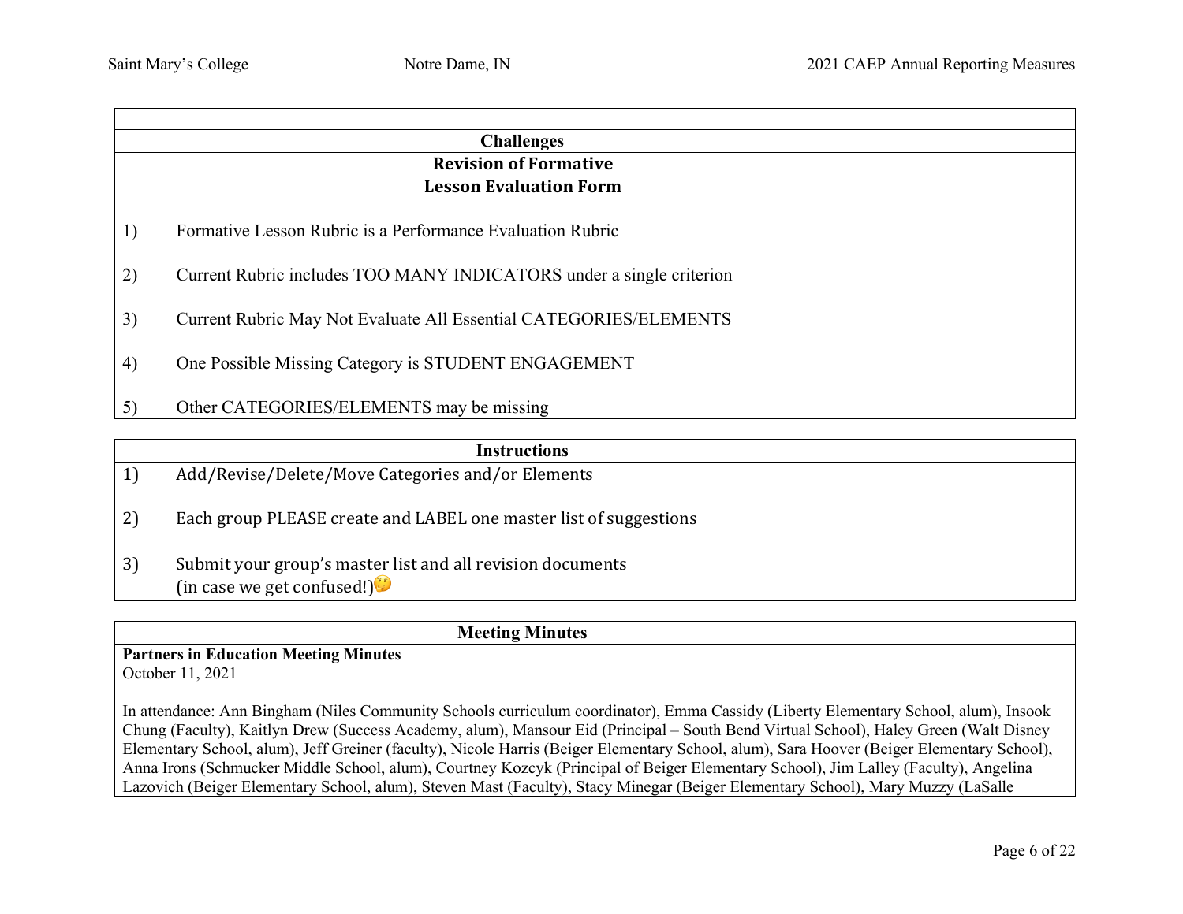| |
|---|
| **Challenges** |
| **Revision of Formative Lesson Evaluation Form** |

1) Formative Lesson Rubric is a Performance Evaluation Rubric

2) Current Rubric includes TOO MANY INDICATORS under a single criterion

3) Current Rubric May Not Evaluate All Essential CATEGORIES/ELEMENTS

4) One Possible Missing Category is STUDENT ENGAGEMENT

5) Other CATEGORIES/ELEMENTS may be missing

**Instructions**

1) Add/Revise/Delete/Move Categories and/or Elements

2) Each group PLEASE create and LABEL one master list of suggestions

3) Submit your group's master list and all revision documents (in case we get confused!)🤔

**Meeting Minutes**

**Partners in Education Meeting Minutes**
October 11, 2021

In attendance: Ann Bingham (Niles Community Schools curriculum coordinator), Emma Cassidy (Liberty Elementary School, alum), Insook Chung (Faculty), Kaitlyn Drew (Success Academy, alum), Mansour Eid (Principal – South Bend Virtual School), Haley Green (Walt Disney Elementary School, alum), Jeff Greiner (faculty), Nicole Harris (Beiger Elementary School, alum), Sara Hoover (Beiger Elementary School), Anna Irons (Schmucker Middle School, alum), Courtney Kozcyk (Principal of Beiger Elementary School), Jim Lalley (Faculty), Angelina Lazovich (Beiger Elementary School, alum), Steven Mast (Faculty), Stacy Minegar (Beiger Elementary School), Mary Muzzy (LaSalle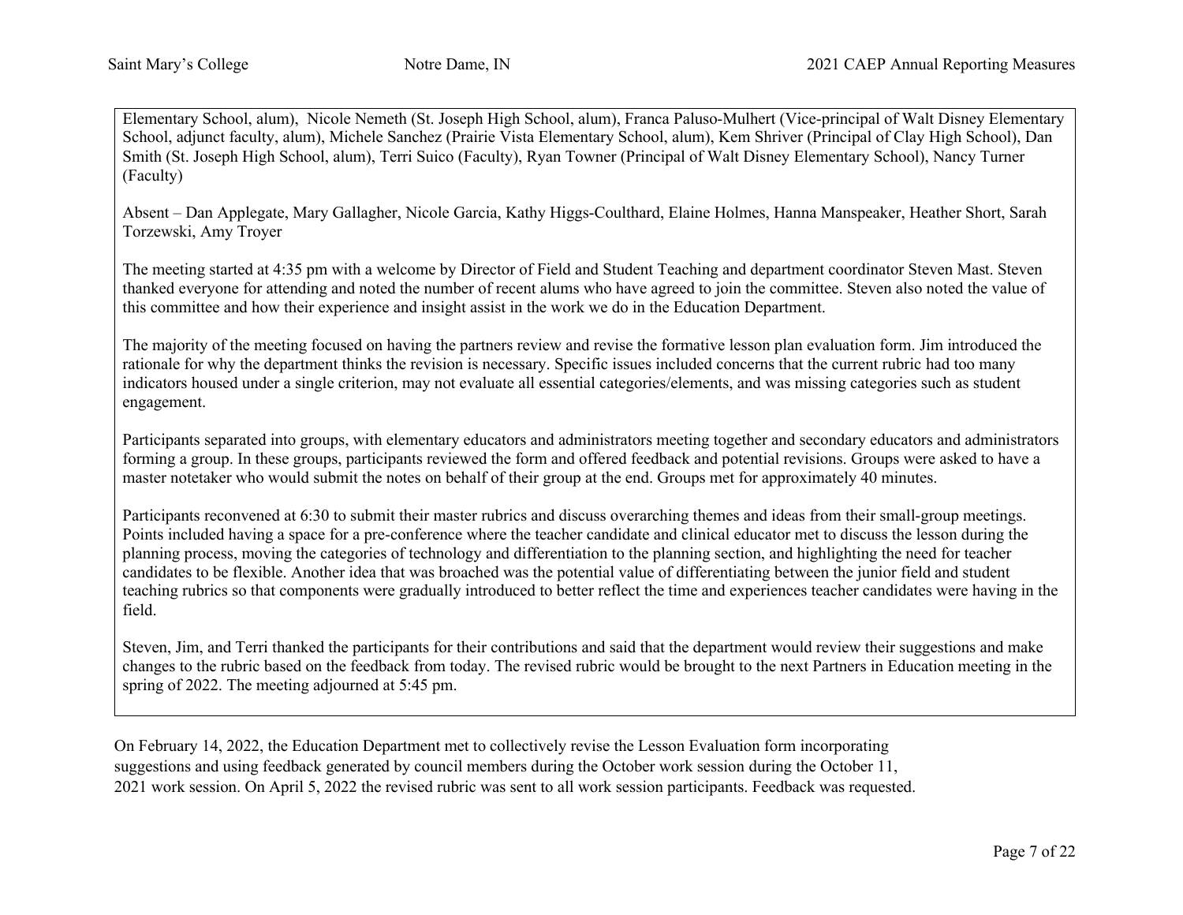Elementary School, alum), Nicole Nemeth (St. Joseph High School, alum), Franca Paluso-Mulhert (Vice-principal of Walt Disney Elementary School, adjunct faculty, alum), Michele Sanchez (Prairie Vista Elementary School, alum), Kem Shriver (Principal of Clay High School), Dan Smith (St. Joseph High School, alum), Terri Suico (Faculty), Ryan Towner (Principal of Walt Disney Elementary School), Nancy Turner (Faculty)

Absent – Dan Applegate, Mary Gallagher, Nicole Garcia, Kathy Higgs-Coulthard, Elaine Holmes, Hanna Manspeaker, Heather Short, Sarah Torzewski, Amy Troyer

The meeting started at 4:35 pm with a welcome by Director of Field and Student Teaching and department coordinator Steven Mast. Steven thanked everyone for attending and noted the number of recent alums who have agreed to join the committee. Steven also noted the value of this committee and how their experience and insight assist in the work we do in the Education Department.

The majority of the meeting focused on having the partners review and revise the formative lesson plan evaluation form. Jim introduced the rationale for why the department thinks the revision is necessary. Specific issues included concerns that the current rubric had too many indicators housed under a single criterion, may not evaluate all essential categories/elements, and was missing categories such as student engagement.

Participants separated into groups, with elementary educators and administrators meeting together and secondary educators and administrators forming a group. In these groups, participants reviewed the form and offered feedback and potential revisions. Groups were asked to have a master notetaker who would submit the notes on behalf of their group at the end. Groups met for approximately 40 minutes.

Participants reconvened at 6:30 to submit their master rubrics and discuss overarching themes and ideas from their small-group meetings. Points included having a space for a pre-conference where the teacher candidate and clinical educator met to discuss the lesson during the planning process, moving the categories of technology and differentiation to the planning section, and highlighting the need for teacher candidates to be flexible. Another idea that was broached was the potential value of differentiating between the junior field and student teaching rubrics so that components were gradually introduced to better reflect the time and experiences teacher candidates were having in the field.

Steven, Jim, and Terri thanked the participants for their contributions and said that the department would review their suggestions and make changes to the rubric based on the feedback from today. The revised rubric would be brought to the next Partners in Education meeting in the spring of 2022. The meeting adjourned at 5:45 pm.

On February 14, 2022, the Education Department met to collectively revise the Lesson Evaluation form incorporating suggestions and using feedback generated by council members during the October work session during the October 11, 2021 work session. On April 5, 2022 the revised rubric was sent to all work session participants. Feedback was requested.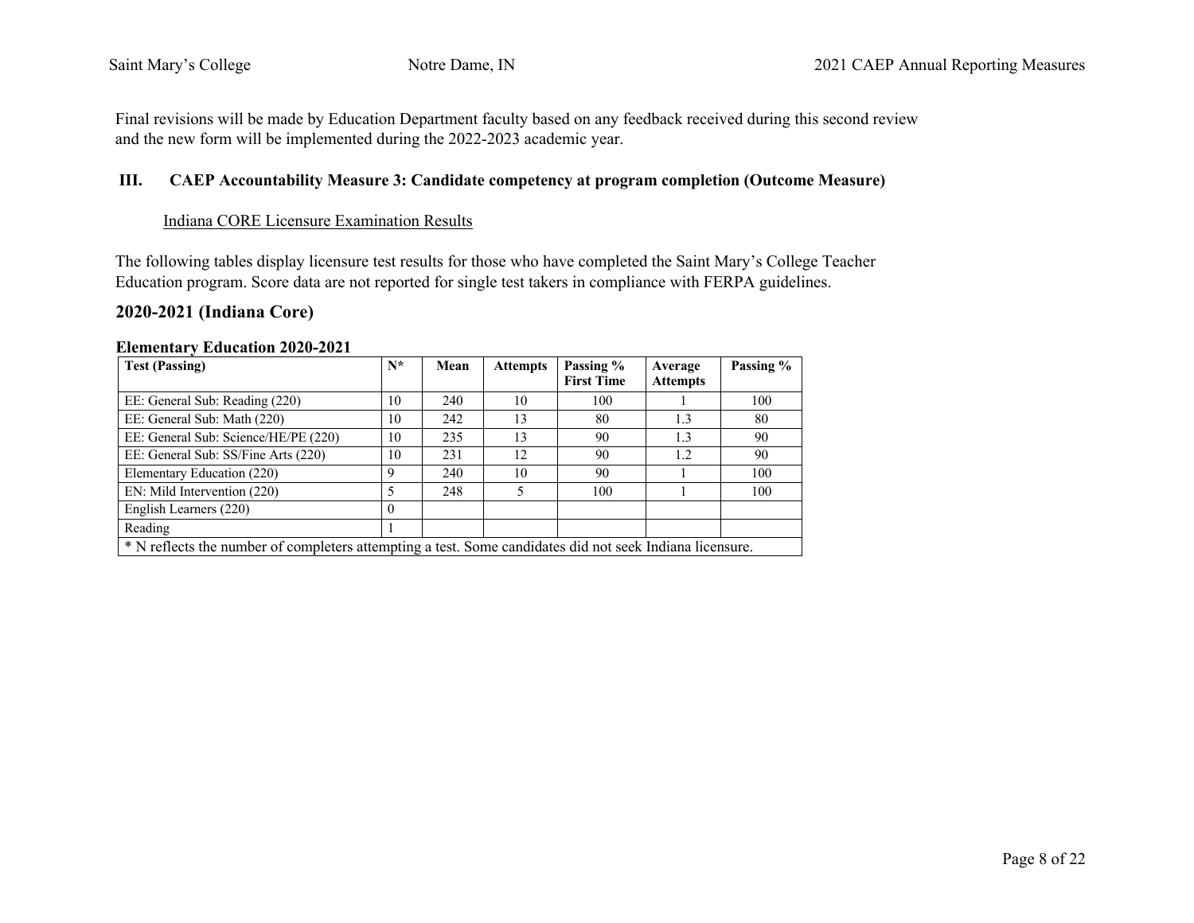Final revisions will be made by Education Department faculty based on any feedback received during this second review and the new form will be implemented during the 2022-2023 academic year.

## III. CAEP Accountability Measure 3: Candidate competency at program completion (Outcome Measure)

Indiana CORE Licensure Examination Results

The following tables display licensure test results for those who have completed the Saint Mary's College Teacher Education program. Score data are not reported for single test takers in compliance with FERPA guidelines.

### 2020-2021 (Indiana Core)

**Elementary Education 2020-2021**

| Test (Passing) | N* | Mean | Attempts | Passing % First Time | Average Attempts | Passing % |
|---|---|---|---|---|---|---|
| EE: General Sub: Reading (220) | 10 | 240 | 10 | 100 | 1 | 100 |
| EE: General Sub: Math (220) | 10 | 242 | 13 | 80 | 1.3 | 80 |
| EE: General Sub: Science/HE/PE (220) | 10 | 235 | 13 | 90 | 1.3 | 90 |
| EE: General Sub: SS/Fine Arts (220) | 10 | 231 | 12 | 90 | 1.2 | 90 |
| Elementary Education (220) | 9 | 240 | 10 | 90 | 1 | 100 |
| EN: Mild Intervention (220) | 5 | 248 | 5 | 100 | 1 | 100 |
| English Learners (220) | 0 | | | | | |
| Reading | 1 | | | | | |
| * N reflects the number of completers attempting a test. Some candidates did not seek Indiana licensure. | | | | | | |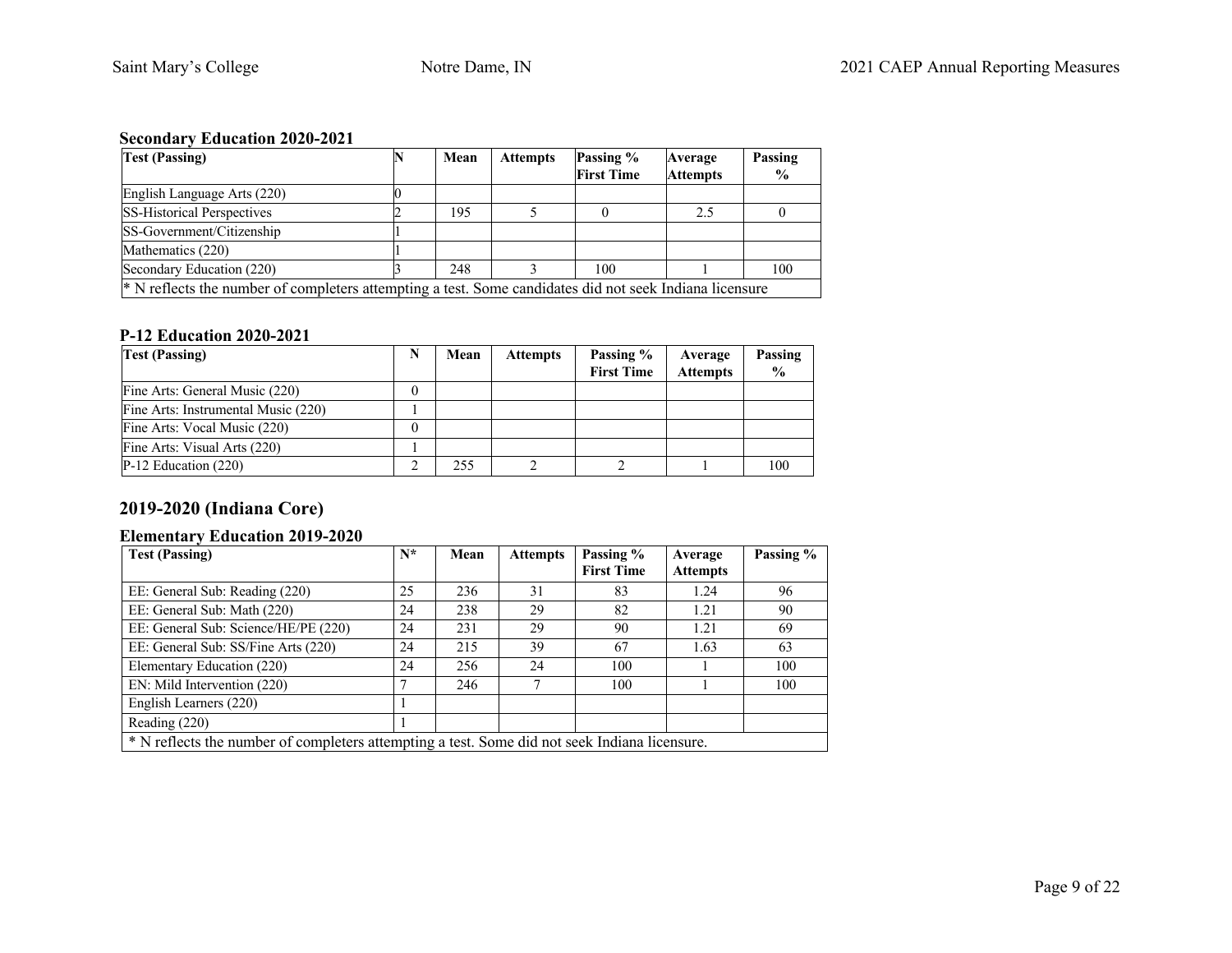**Secondary Education 2020-2021**

| Test (Passing) | N | Mean | Attempts | Passing % First Time | Average Attempts | Passing % |
|---|---|---|---|---|---|---|
| English Language Arts (220) | 0 | | | | | |
| SS-Historical Perspectives | 2 | 195 | 5 | 0 | 2.5 | 0 |
| SS-Government/Citizenship | 1 | | | | | |
| Mathematics (220) | 1 | | | | | |
| Secondary Education (220) | 3 | 248 | 3 | 100 | 1 | 100 |
| * N reflects the number of completers attempting a test. Some candidates did not seek Indiana licensure | | | | | | |

**P-12 Education 2020-2021**

| Test (Passing) | N | Mean | Attempts | Passing % First Time | Average Attempts | Passing % |
|---|---|---|---|---|---|---|
| Fine Arts: General Music (220) | 0 | | | | | |
| Fine Arts: Instrumental Music (220) | 1 | | | | | |
| Fine Arts: Vocal Music (220) | 0 | | | | | |
| Fine Arts: Visual Arts (220) | 1 | | | | | |
| P-12 Education (220) | 2 | 255 | 2 | 2 | 1 | 100 |

## 2019-2020 (Indiana Core)

**Elementary Education 2019-2020**

| Test (Passing) | N* | Mean | Attempts | Passing % First Time | Average Attempts | Passing % |
|---|---|---|---|---|---|---|
| EE: General Sub: Reading (220) | 25 | 236 | 31 | 83 | 1.24 | 96 |
| EE: General Sub: Math (220) | 24 | 238 | 29 | 82 | 1.21 | 90 |
| EE: General Sub: Science/HE/PE (220) | 24 | 231 | 29 | 90 | 1.21 | 69 |
| EE: General Sub: SS/Fine Arts (220) | 24 | 215 | 39 | 67 | 1.63 | 63 |
| Elementary Education (220) | 24 | 256 | 24 | 100 | 1 | 100 |
| EN: Mild Intervention (220) | 7 | 246 | 7 | 100 | 1 | 100 |
| English Learners (220) | 1 | | | | | |
| Reading (220) | 1 | | | | | |
| * N reflects the number of completers attempting a test. Some did not seek Indiana licensure. | | | | | | |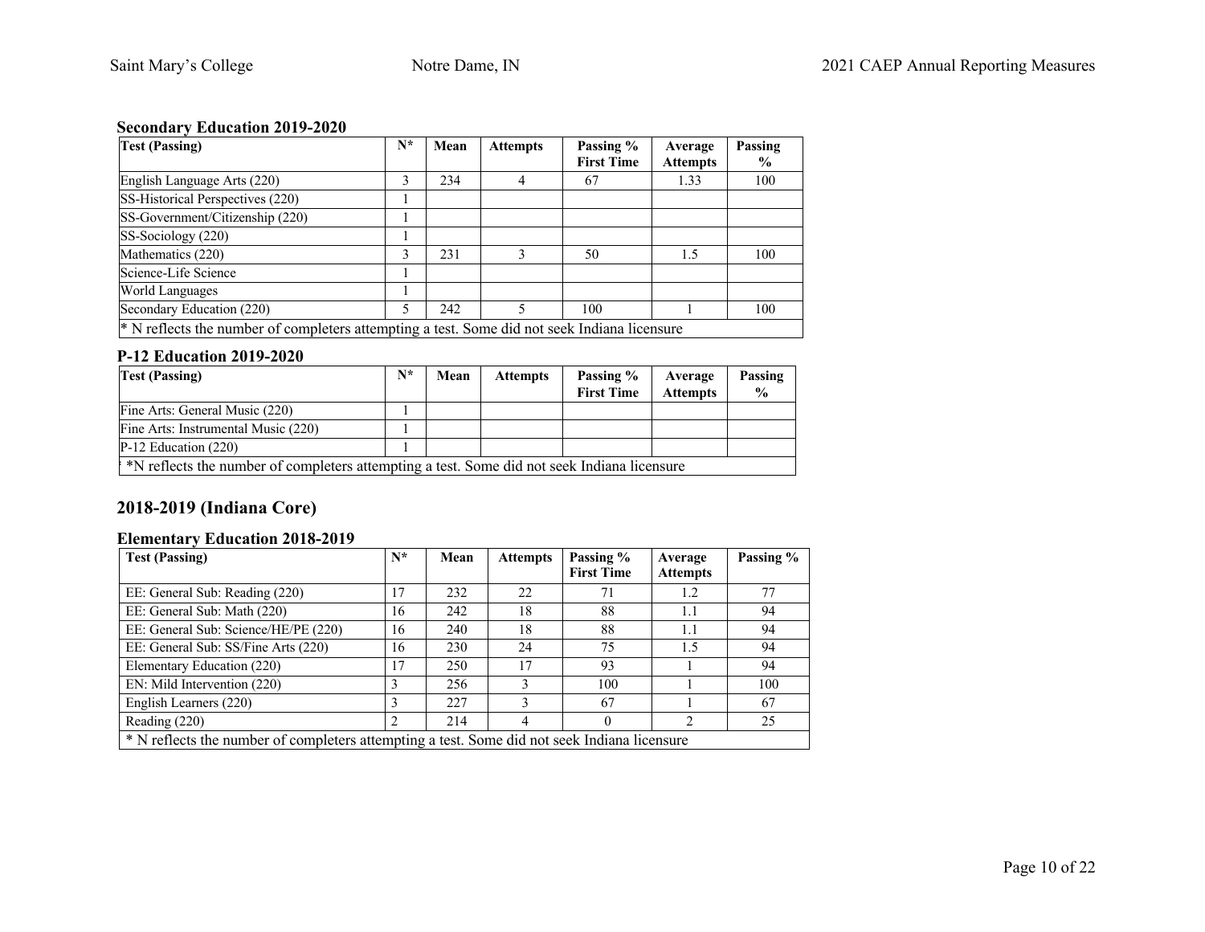### Secondary Education 2019-2020

| Test (Passing) | N* | Mean | Attempts | Passing % First Time | Average Attempts | Passing % |
|---|---|---|---|---|---|---|
| English Language Arts (220) | 3 | 234 | 4 | 67 | 1.33 | 100 |
| SS-Historical Perspectives (220) | 1 | | | | | |
| SS-Government/Citizenship (220) | 1 | | | | | |
| SS-Sociology (220) | 1 | | | | | |
| Mathematics (220) | 3 | 231 | 3 | 50 | 1.5 | 100 |
| Science-Life Science | 1 | | | | | |
| World Languages | 1 | | | | | |
| Secondary Education (220) | 5 | 242 | 5 | 100 | 1 | 100 |
| * N reflects the number of completers attempting a test. Some did not seek Indiana licensure | | | | | | |

### P-12 Education 2019-2020

| Test (Passing) | N* | Mean | Attempts | Passing % First Time | Average Attempts | Passing % |
|---|---|---|---|---|---|---|
| Fine Arts: General Music (220) | 1 | | | | | |
| Fine Arts: Instrumental Music (220) | 1 | | | | | |
| P-12 Education (220) | 1 | | | | | |
| *N reflects the number of completers attempting a test. Some did not seek Indiana licensure | | | | | | |

## 2018-2019 (Indiana Core)

### Elementary Education 2018-2019

| Test (Passing) | N* | Mean | Attempts | Passing % First Time | Average Attempts | Passing % |
|---|---|---|---|---|---|---|
| EE: General Sub: Reading (220) | 17 | 232 | 22 | 71 | 1.2 | 77 |
| EE: General Sub: Math (220) | 16 | 242 | 18 | 88 | 1.1 | 94 |
| EE: General Sub: Science/HE/PE (220) | 16 | 240 | 18 | 88 | 1.1 | 94 |
| EE: General Sub: SS/Fine Arts (220) | 16 | 230 | 24 | 75 | 1.5 | 94 |
| Elementary Education (220) | 17 | 250 | 17 | 93 | 1 | 94 |
| EN: Mild Intervention (220) | 3 | 256 | 3 | 100 | 1 | 100 |
| English Learners (220) | 3 | 227 | 3 | 67 | 1 | 67 |
| Reading (220) | 2 | 214 | 4 | 0 | 2 | 25 |
| * N reflects the number of completers attempting a test. Some did not seek Indiana licensure | | | | | | |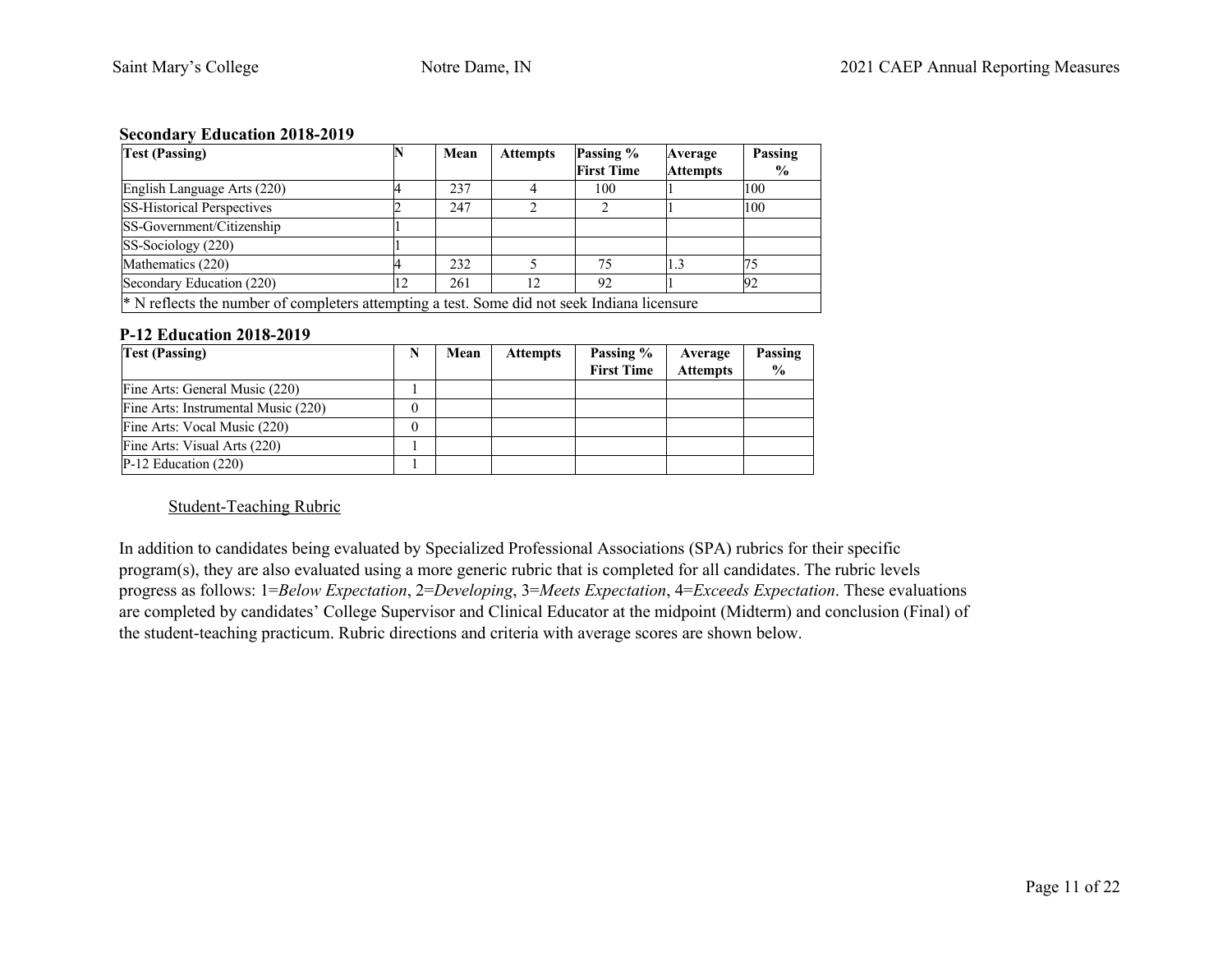**Secondary Education 2018-2019**

| Test (Passing) | N | Mean | Attempts | Passing % First Time | Average Attempts | Passing % |
|---|---|---|---|---|---|---|
| English Language Arts (220) | 4 | 237 | 4 | 100 | 1 | 100 |
| SS-Historical Perspectives | 2 | 247 | 2 | 2 | 1 | 100 |
| SS-Government/Citizenship | 1 | | | | | |
| SS-Sociology (220) | 1 | | | | | |
| Mathematics (220) | 4 | 232 | 5 | 75 | 1.3 | 75 |
| Secondary Education (220) | 12 | 261 | 12 | 92 | 1 | 92 |
| * N reflects the number of completers attempting a test. Some did not seek Indiana licensure | | | | | | |

**P-12 Education 2018-2019**

| Test (Passing) | N | Mean | Attempts | Passing % First Time | Average Attempts | Passing % |
|---|---|---|---|---|---|---|
| Fine Arts: General Music (220) | 1 | | | | | |
| Fine Arts: Instrumental Music (220) | 0 | | | | | |
| Fine Arts: Vocal Music (220) | 0 | | | | | |
| Fine Arts: Visual Arts (220) | 1 | | | | | |
| P-12 Education (220) | 1 | | | | | |

Student-Teaching Rubric

In addition to candidates being evaluated by Specialized Professional Associations (SPA) rubrics for their specific program(s), they are also evaluated using a more generic rubric that is completed for all candidates. The rubric levels progress as follows: 1=*Below Expectation*, 2=*Developing*, 3=*Meets Expectation*, 4=*Exceeds Expectation*. These evaluations are completed by candidates' College Supervisor and Clinical Educator at the midpoint (Midterm) and conclusion (Final) of the student-teaching practicum. Rubric directions and criteria with average scores are shown below.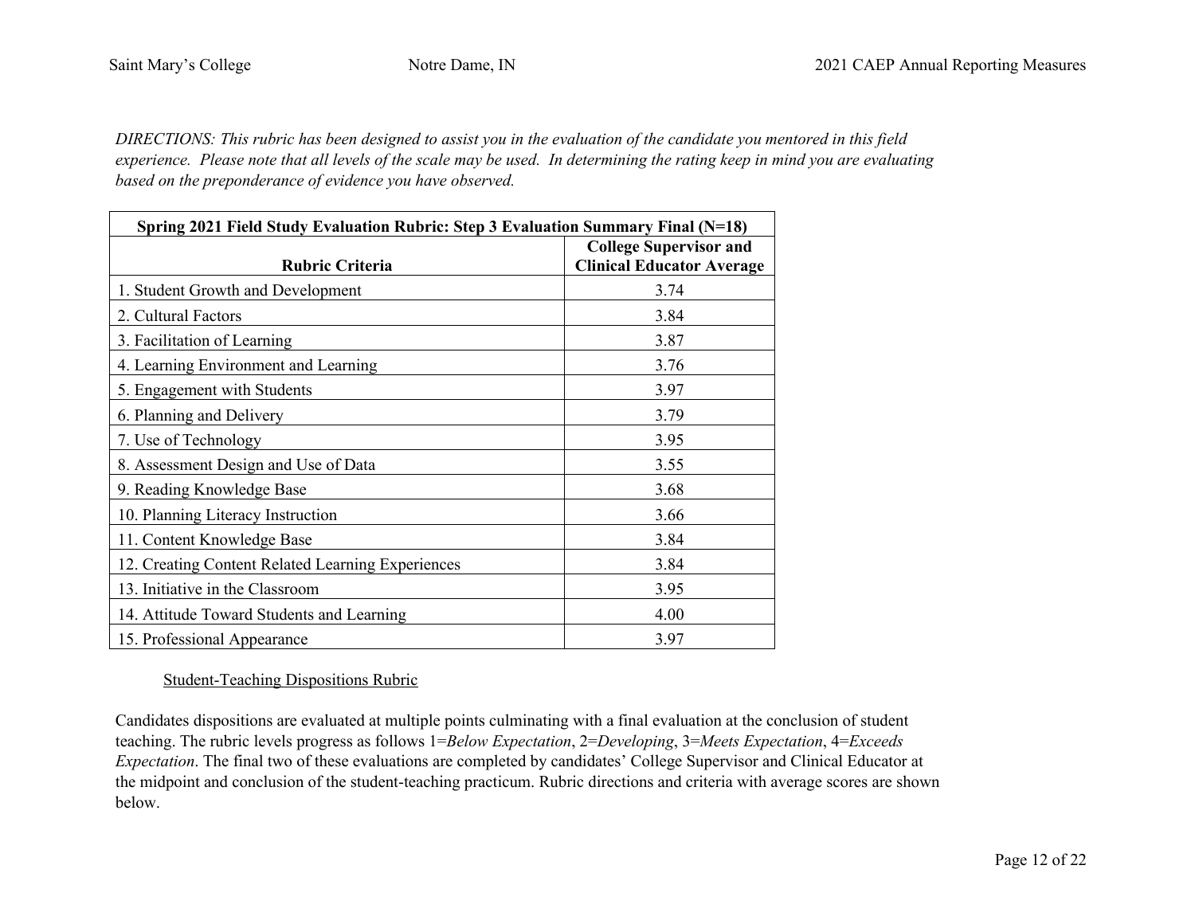*DIRECTIONS: This rubric has been designed to assist you in the evaluation of the candidate you mentored in this field experience. Please note that all levels of the scale may be used. In determining the rating keep in mind you are evaluating based on the preponderance of evidence you have observed.*

| Spring 2021 Field Study Evaluation Rubric: Step 3 Evaluation Summary Final (N=18) | |
|---|---|
| **Rubric Criteria** | **College Supervisor and Clinical Educator Average** |
| 1. Student Growth and Development | 3.74 |
| 2. Cultural Factors | 3.84 |
| 3. Facilitation of Learning | 3.87 |
| 4. Learning Environment and Learning | 3.76 |
| 5. Engagement with Students | 3.97 |
| 6. Planning and Delivery | 3.79 |
| 7. Use of Technology | 3.95 |
| 8. Assessment Design and Use of Data | 3.55 |
| 9. Reading Knowledge Base | 3.68 |
| 10. Planning Literacy Instruction | 3.66 |
| 11. Content Knowledge Base | 3.84 |
| 12. Creating Content Related Learning Experiences | 3.84 |
| 13. Initiative in the Classroom | 3.95 |
| 14. Attitude Toward Students and Learning | 4.00 |
| 15. Professional Appearance | 3.97 |

Student-Teaching Dispositions Rubric

Candidates dispositions are evaluated at multiple points culminating with a final evaluation at the conclusion of student teaching. The rubric levels progress as follows 1=*Below Expectation*, 2=*Developing*, 3=*Meets Expectation*, 4=*Exceeds Expectation*. The final two of these evaluations are completed by candidates' College Supervisor and Clinical Educator at the midpoint and conclusion of the student-teaching practicum. Rubric directions and criteria with average scores are shown below.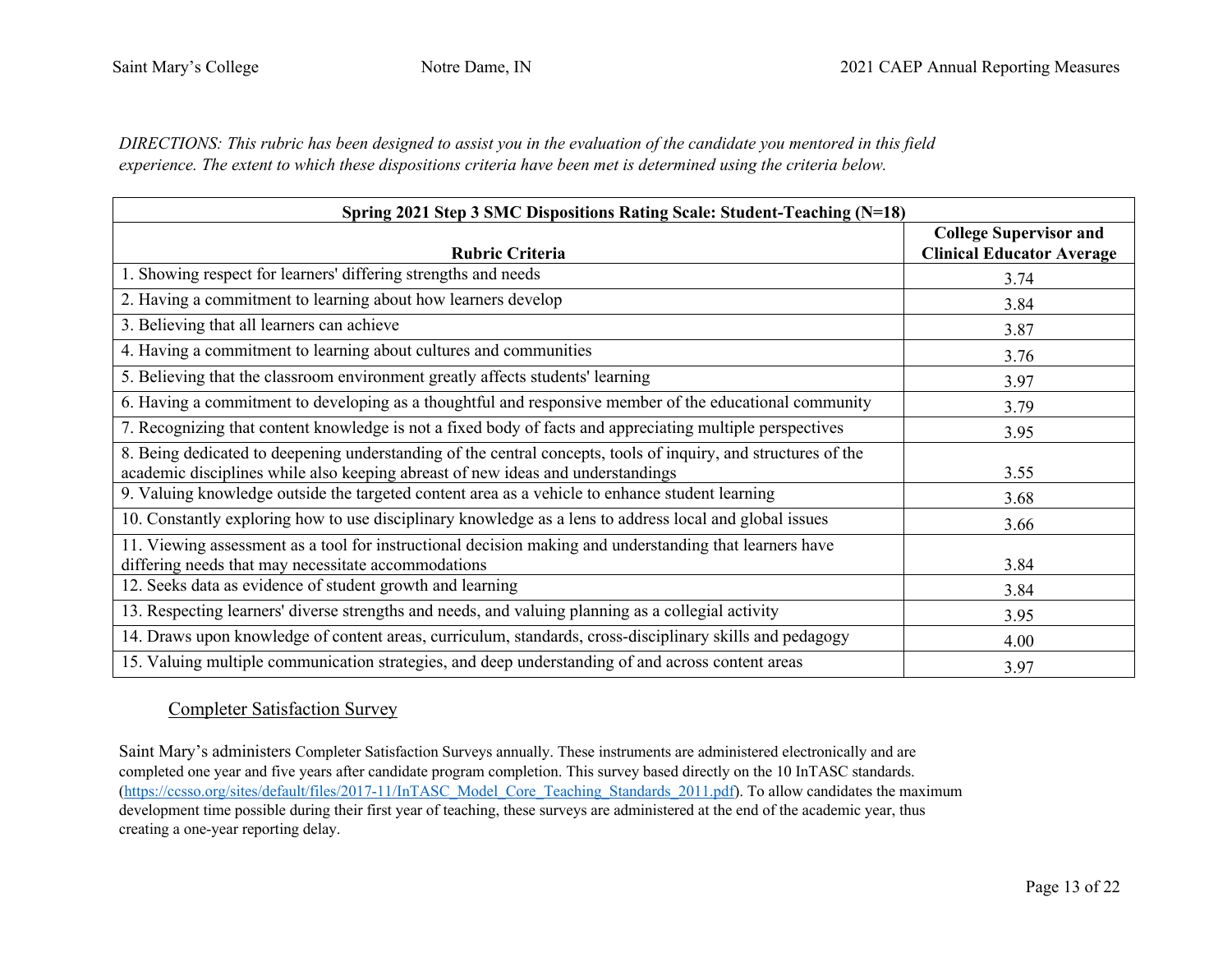*DIRECTIONS: This rubric has been designed to assist you in the evaluation of the candidate you mentored in this field experience. The extent to which these dispositions criteria have been met is determined using the criteria below.*

| Spring 2021 Step 3 SMC Dispositions Rating Scale: Student-Teaching (N=18) | |
|---|---|
| **Rubric Criteria** | **College Supervisor and Clinical Educator Average** |
| 1. Showing respect for learners' differing strengths and needs | 3.74 |
| 2. Having a commitment to learning about how learners develop | 3.84 |
| 3. Believing that all learners can achieve | 3.87 |
| 4. Having a commitment to learning about cultures and communities | 3.76 |
| 5. Believing that the classroom environment greatly affects students' learning | 3.97 |
| 6. Having a commitment to developing as a thoughtful and responsive member of the educational community | 3.79 |
| 7. Recognizing that content knowledge is not a fixed body of facts and appreciating multiple perspectives | 3.95 |
| 8. Being dedicated to deepening understanding of the central concepts, tools of inquiry, and structures of the academic disciplines while also keeping abreast of new ideas and understandings | 3.55 |
| 9. Valuing knowledge outside the targeted content area as a vehicle to enhance student learning | 3.68 |
| 10. Constantly exploring how to use disciplinary knowledge as a lens to address local and global issues | 3.66 |
| 11. Viewing assessment as a tool for instructional decision making and understanding that learners have differing needs that may necessitate accommodations | 3.84 |
| 12. Seeks data as evidence of student growth and learning | 3.84 |
| 13. Respecting learners' diverse strengths and needs, and valuing planning as a collegial activity | 3.95 |
| 14. Draws upon knowledge of content areas, curriculum, standards, cross-disciplinary skills and pedagogy | 4.00 |
| 15. Valuing multiple communication strategies, and deep understanding of and across content areas | 3.97 |

## Completer Satisfaction Survey

Saint Mary's administers Completer Satisfaction Surveys annually. These instruments are administered electronically and are completed one year and five years after candidate program completion. This survey based directly on the 10 InTASC standards. (https://ccsso.org/sites/default/files/2017-11/InTASC_Model_Core_Teaching_Standards_2011.pdf). To allow candidates the maximum development time possible during their first year of teaching, these surveys are administered at the end of the academic year, thus creating a one-year reporting delay.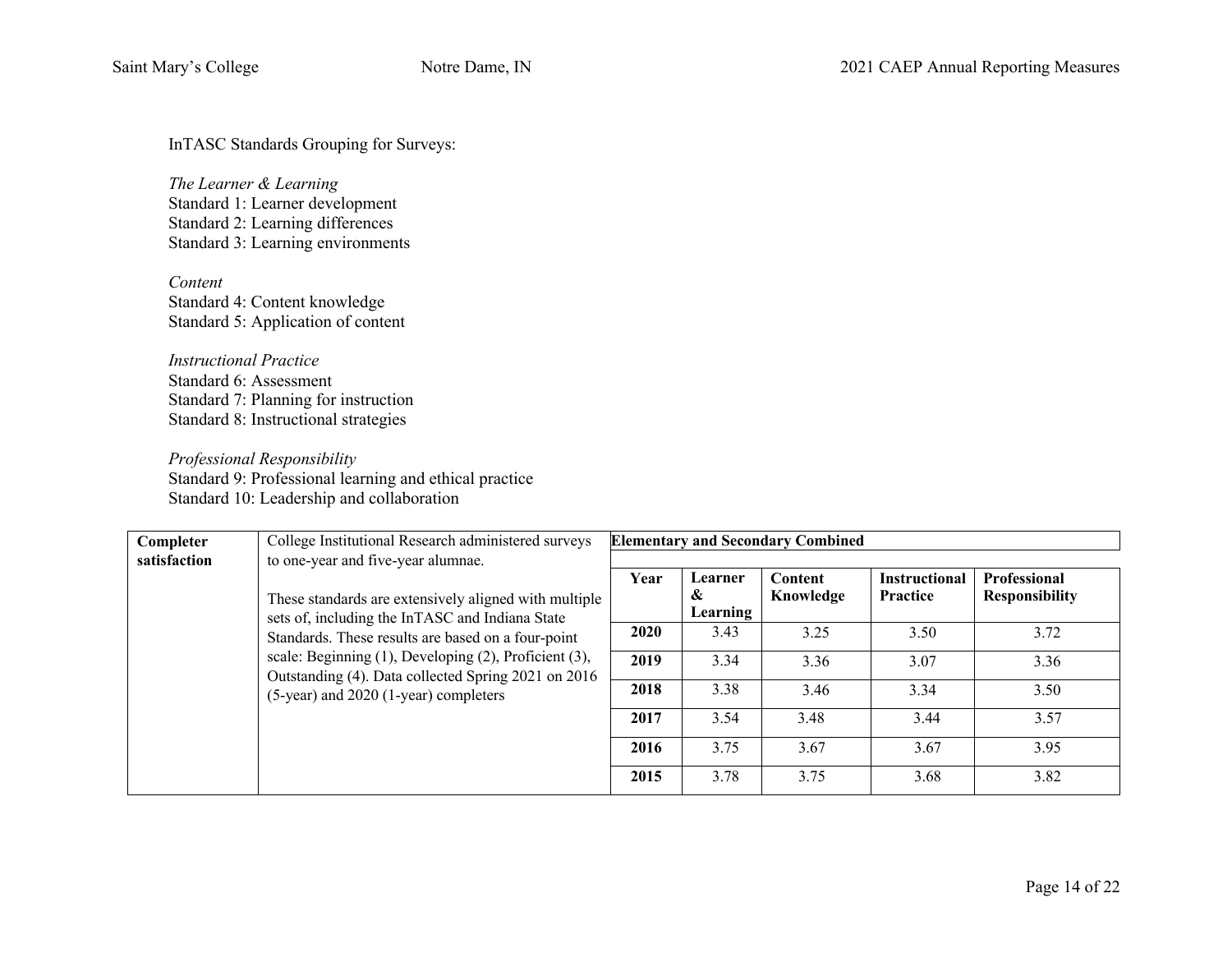InTASC Standards Grouping for Surveys:

*The Learner & Learning*
Standard 1: Learner development
Standard 2: Learning differences
Standard 3: Learning environments

*Content*
Standard 4: Content knowledge
Standard 5: Application of content

*Instructional Practice*
Standard 6: Assessment
Standard 7: Planning for instruction
Standard 8: Instructional strategies

*Professional Responsibility*
Standard 9: Professional learning and ethical practice
Standard 10: Leadership and collaboration

| **Completer satisfaction** | College Institutional Research administered surveys to one-year and five-year alumnae. These standards are extensively aligned with multiple sets of, including the InTASC and Indiana State Standards. These results are based on a four-point scale: Beginning (1), Developing (2), Proficient (3), Outstanding (4). Data collected Spring 2021 on 2016 (5-year) and 2020 (1-year) completers | **Elementary and Secondary Combined** | | | | |
|---|---|---|---|---|---|---|
| | | **Year** | **Learner & Learning** | **Content Knowledge** | **Instructional Practice** | **Professional Responsibility** |
| | | **2020** | 3.43 | 3.25 | 3.50 | 3.72 |
| | | **2019** | 3.34 | 3.36 | 3.07 | 3.36 |
| | | **2018** | 3.38 | 3.46 | 3.34 | 3.50 |
| | | **2017** | 3.54 | 3.48 | 3.44 | 3.57 |
| | | **2016** | 3.75 | 3.67 | 3.67 | 3.95 |
| | | **2015** | 3.78 | 3.75 | 3.68 | 3.82 |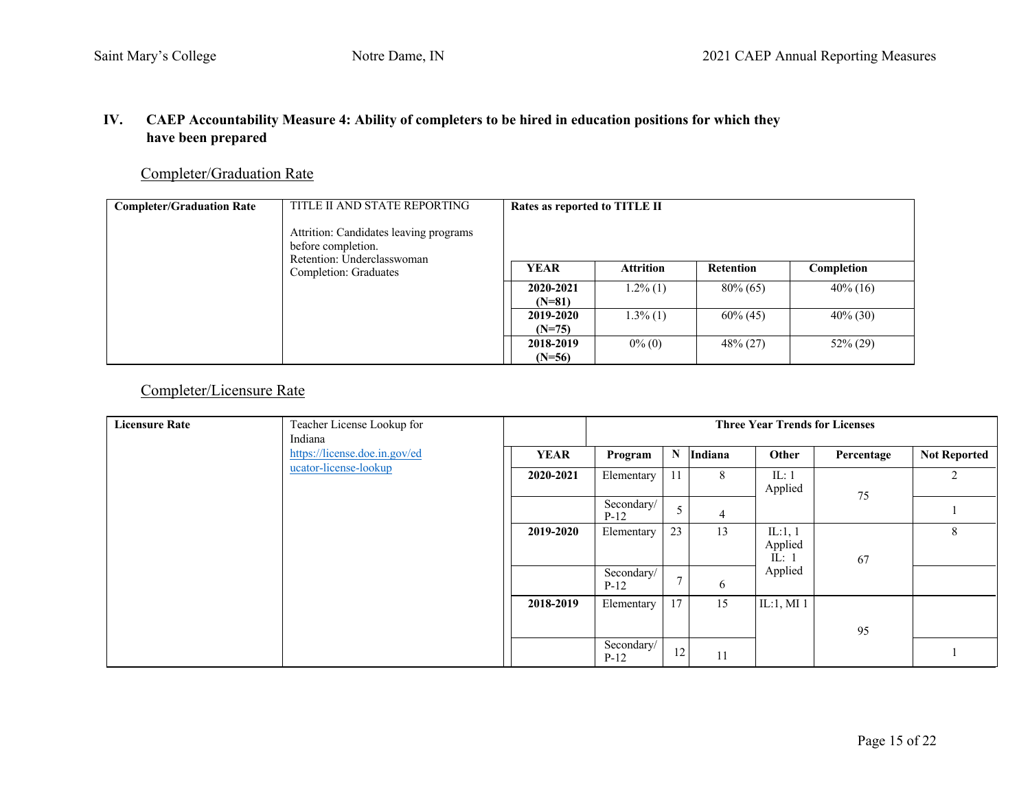## IV. CAEP Accountability Measure 4: Ability of completers to be hired in education positions for which they have been prepared

### Completer/Graduation Rate

| Completer/Graduation Rate | TITLE II AND STATE REPORTING | Rates as reported to TITLE II | | | |
|---|---|---|---|---|---|
| | Attrition: Candidates leaving programs before completion.<br>Retention: Underclasswoman<br>Completion: Graduates | **YEAR** | **Attrition** | **Retention** | **Completion** |
| | | **2020-2021 (N=81)** | 1.2% (1) | 80% (65) | 40% (16) |
| | | **2019-2020 (N=75)** | 1.3% (1) | 60% (45) | 40% (30) |
| | | **2018-2019 (N=56)** | 0% (0) | 48% (27) | 52% (29) |

### Completer/Licensure Rate

| Licensure Rate | Teacher License Lookup for Indiana https://license.doe.in.gov/educator-license-lookup | Three Year Trends for Licenses | | | | | | |
|---|---|---|---|---|---|---|---|---|
| | | **YEAR** | **Program** | **N** | **Indiana** | **Other** | **Percentage** | **Not Reported** |
| | | **2020-2021** | Elementary | 11 | 8 | IL: 1 Applied | 75 | 2 |
| | | | Secondary/ P-12 | 5 | 4 | | | 1 |
| | | **2019-2020** | Elementary | 23 | 13 | IL:1, 1 Applied IL: 1 Applied | 67 | 8 |
| | | | Secondary/ P-12 | 7 | 6 | | | |
| | | **2018-2019** | Elementary | 17 | 15 | IL:1, MI 1 | 95 | |
| | | | Secondary/ P-12 | 12 | 11 | | | 1 |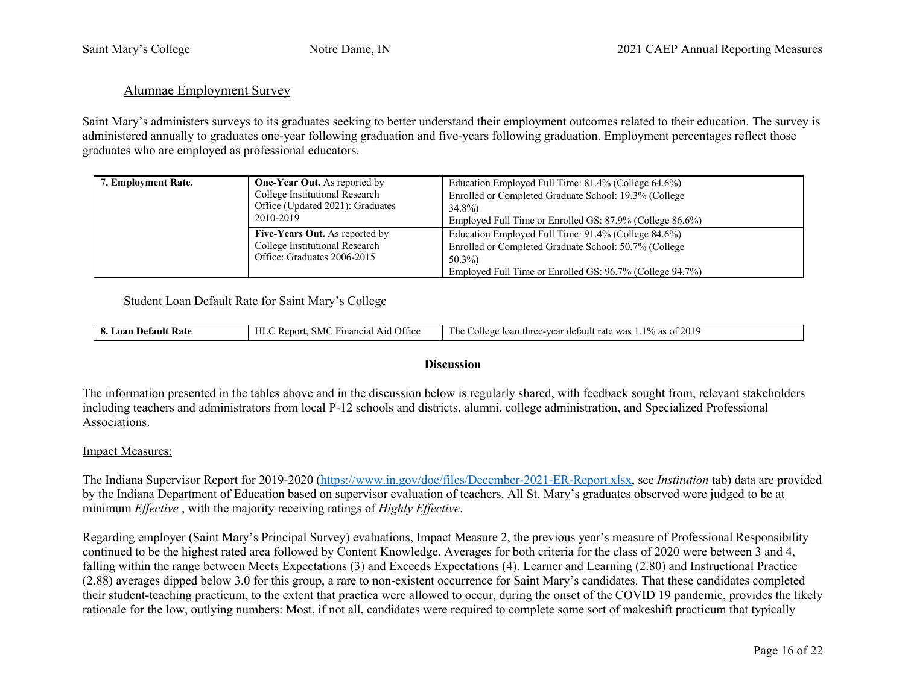Alumnae Employment Survey

Saint Mary's administers surveys to its graduates seeking to better understand their employment outcomes related to their education. The survey is administered annually to graduates one-year following graduation and five-years following graduation. Employment percentages reflect those graduates who are employed as professional educators.

| **7. Employment Rate.** | **One-Year Out.** As reported by College Institutional Research Office (Updated 2021): Graduates 2010-2019 | Education Employed Full Time: 81.4% (College 64.6%)<br>Enrolled or Completed Graduate School: 19.3% (College 34.8%)<br>Employed Full Time or Enrolled GS: 87.9% (College 86.6%) |
|---|---|---|
| | **Five-Years Out.** As reported by College Institutional Research Office: Graduates 2006-2015 | Education Employed Full Time: 91.4% (College 84.6%)<br>Enrolled or Completed Graduate School: 50.7% (College 50.3%)<br>Employed Full Time or Enrolled GS: 96.7% (College 94.7%) |

Student Loan Default Rate for Saint Mary's College

| **8. Loan Default Rate** | HLC Report, SMC Financial Aid Office | The College loan three-year default rate was 1.1% as of 2019 |
|---|---|---|

**Discussion**

The information presented in the tables above and in the discussion below is regularly shared, with feedback sought from, relevant stakeholders including teachers and administrators from local P-12 schools and districts, alumni, college administration, and Specialized Professional Associations.

Impact Measures:

The Indiana Supervisor Report for 2019-2020 (https://www.in.gov/doe/files/December-2021-ER-Report.xlsx, see *Institution* tab) data are provided by the Indiana Department of Education based on supervisor evaluation of teachers. All St. Mary's graduates observed were judged to be at minimum *Effective* , with the majority receiving ratings of *Highly Effective*.

Regarding employer (Saint Mary's Principal Survey) evaluations, Impact Measure 2, the previous year's measure of Professional Responsibility continued to be the highest rated area followed by Content Knowledge. Averages for both criteria for the class of 2020 were between 3 and 4, falling within the range between Meets Expectations (3) and Exceeds Expectations (4). Learner and Learning (2.80) and Instructional Practice (2.88) averages dipped below 3.0 for this group, a rare to non-existent occurrence for Saint Mary's candidates. That these candidates completed their student-teaching practicum, to the extent that practica were allowed to occur, during the onset of the COVID 19 pandemic, provides the likely rationale for the low, outlying numbers: Most, if not all, candidates were required to complete some sort of makeshift practicum that typically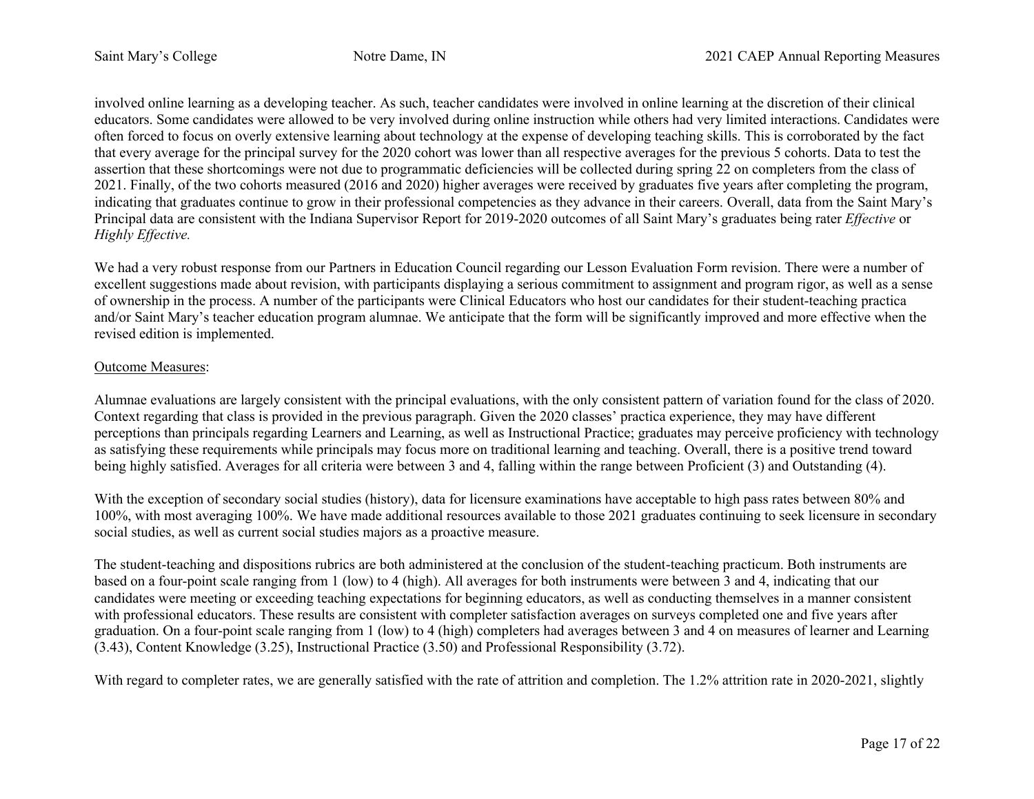involved online learning as a developing teacher. As such, teacher candidates were involved in online learning at the discretion of their clinical educators. Some candidates were allowed to be very involved during online instruction while others had very limited interactions. Candidates were often forced to focus on overly extensive learning about technology at the expense of developing teaching skills. This is corroborated by the fact that every average for the principal survey for the 2020 cohort was lower than all respective averages for the previous 5 cohorts. Data to test the assertion that these shortcomings were not due to programmatic deficiencies will be collected during spring 22 on completers from the class of 2021. Finally, of the two cohorts measured (2016 and 2020) higher averages were received by graduates five years after completing the program, indicating that graduates continue to grow in their professional competencies as they advance in their careers. Overall, data from the Saint Mary's Principal data are consistent with the Indiana Supervisor Report for 2019-2020 outcomes of all Saint Mary's graduates being rater *Effective* or *Highly Effective.*

We had a very robust response from our Partners in Education Council regarding our Lesson Evaluation Form revision. There were a number of excellent suggestions made about revision, with participants displaying a serious commitment to assignment and program rigor, as well as a sense of ownership in the process. A number of the participants were Clinical Educators who host our candidates for their student-teaching practica and/or Saint Mary's teacher education program alumnae. We anticipate that the form will be significantly improved and more effective when the revised edition is implemented.

<u>Outcome Measures</u>:

Alumnae evaluations are largely consistent with the principal evaluations, with the only consistent pattern of variation found for the class of 2020. Context regarding that class is provided in the previous paragraph. Given the 2020 classes' practica experience, they may have different perceptions than principals regarding Learners and Learning, as well as Instructional Practice; graduates may perceive proficiency with technology as satisfying these requirements while principals may focus more on traditional learning and teaching. Overall, there is a positive trend toward being highly satisfied. Averages for all criteria were between 3 and 4, falling within the range between Proficient (3) and Outstanding (4).

With the exception of secondary social studies (history), data for licensure examinations have acceptable to high pass rates between 80% and 100%, with most averaging 100%. We have made additional resources available to those 2021 graduates continuing to seek licensure in secondary social studies, as well as current social studies majors as a proactive measure.

The student-teaching and dispositions rubrics are both administered at the conclusion of the student-teaching practicum. Both instruments are based on a four-point scale ranging from 1 (low) to 4 (high). All averages for both instruments were between 3 and 4, indicating that our candidates were meeting or exceeding teaching expectations for beginning educators, as well as conducting themselves in a manner consistent with professional educators. These results are consistent with completer satisfaction averages on surveys completed one and five years after graduation. On a four-point scale ranging from 1 (low) to 4 (high) completers had averages between 3 and 4 on measures of learner and Learning (3.43), Content Knowledge (3.25), Instructional Practice (3.50) and Professional Responsibility (3.72).

With regard to completer rates, we are generally satisfied with the rate of attrition and completion. The 1.2% attrition rate in 2020-2021, slightly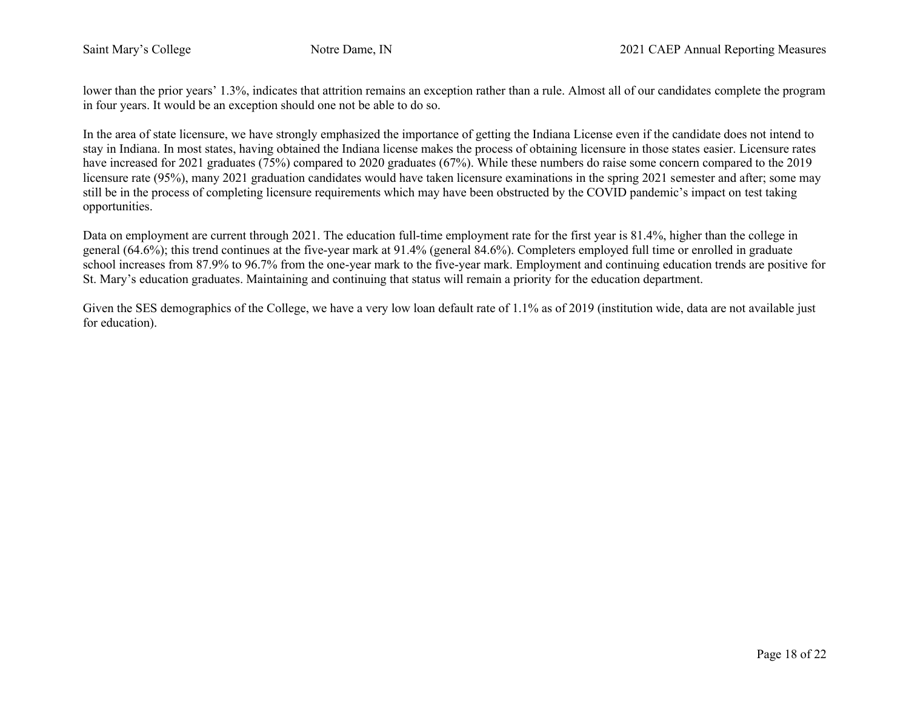lower than the prior years' 1.3%, indicates that attrition remains an exception rather than a rule. Almost all of our candidates complete the program in four years. It would be an exception should one not be able to do so.

In the area of state licensure, we have strongly emphasized the importance of getting the Indiana License even if the candidate does not intend to stay in Indiana. In most states, having obtained the Indiana license makes the process of obtaining licensure in those states easier. Licensure rates have increased for 2021 graduates (75%) compared to 2020 graduates (67%). While these numbers do raise some concern compared to the 2019 licensure rate (95%), many 2021 graduation candidates would have taken licensure examinations in the spring 2021 semester and after; some may still be in the process of completing licensure requirements which may have been obstructed by the COVID pandemic's impact on test taking opportunities.

Data on employment are current through 2021. The education full-time employment rate for the first year is 81.4%, higher than the college in general (64.6%); this trend continues at the five-year mark at 91.4% (general 84.6%). Completers employed full time or enrolled in graduate school increases from 87.9% to 96.7% from the one-year mark to the five-year mark. Employment and continuing education trends are positive for St. Mary's education graduates. Maintaining and continuing that status will remain a priority for the education department.

Given the SES demographics of the College, we have a very low loan default rate of 1.1% as of 2019 (institution wide, data are not available just for education).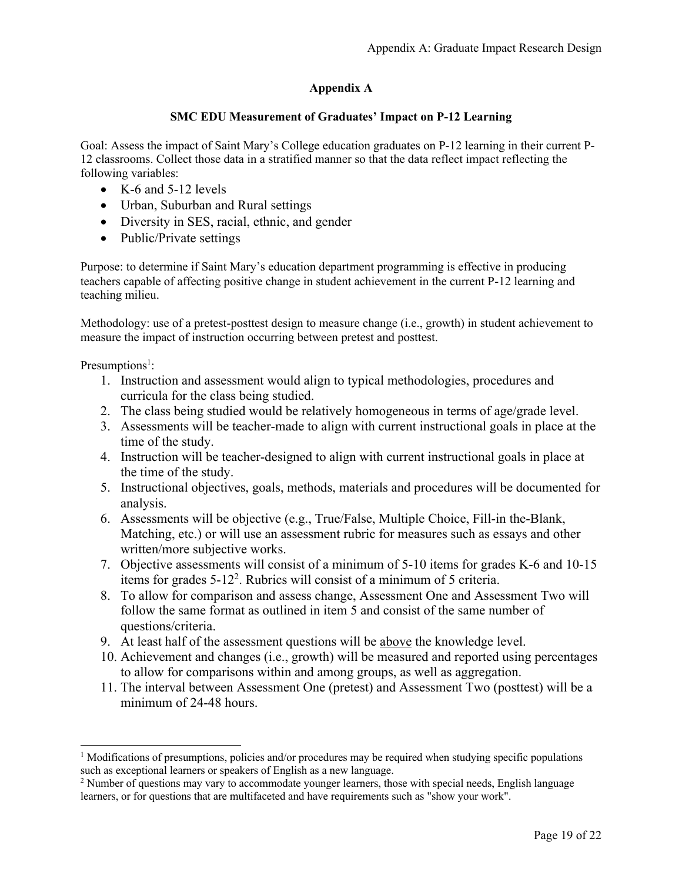# Appendix A

## SMC EDU Measurement of Graduates' Impact on P-12 Learning

Goal: Assess the impact of Saint Mary's College education graduates on P-12 learning in their current P-12 classrooms. Collect those data in a stratified manner so that the data reflect impact reflecting the following variables:

- K-6 and 5-12 levels
- Urban, Suburban and Rural settings
- Diversity in SES, racial, ethnic, and gender
- Public/Private settings

Purpose: to determine if Saint Mary's education department programming is effective in producing teachers capable of affecting positive change in student achievement in the current P-12 learning and teaching milieu.

Methodology: use of a pretest-posttest design to measure change (i.e., growth) in student achievement to measure the impact of instruction occurring between pretest and posttest.

Presumptions[1]:

1. Instruction and assessment would align to typical methodologies, procedures and curricula for the class being studied.
2. The class being studied would be relatively homogeneous in terms of age/grade level.
3. Assessments will be teacher-made to align with current instructional goals in place at the time of the study.
4. Instruction will be teacher-designed to align with current instructional goals in place at the time of the study.
5. Instructional objectives, goals, methods, materials and procedures will be documented for analysis.
6. Assessments will be objective (e.g., True/False, Multiple Choice, Fill-in the-Blank, Matching, etc.) or will use an assessment rubric for measures such as essays and other written/more subjective works.
7. Objective assessments will consist of a minimum of 5-10 items for grades K-6 and 10-15 items for grades 5-12[2]. Rubrics will consist of a minimum of 5 criteria.
8. To allow for comparison and assess change, Assessment One and Assessment Two will follow the same format as outlined in item 5 and consist of the same number of questions/criteria.
9. At least half of the assessment questions will be <u>above</u> the knowledge level.
10. Achievement and changes (i.e., growth) will be measured and reported using percentages to allow for comparisons within and among groups, as well as aggregation.
11. The interval between Assessment One (pretest) and Assessment Two (posttest) will be a minimum of 24-48 hours.

---

[1] Modifications of presumptions, policies and/or procedures may be required when studying specific populations such as exceptional learners or speakers of English as a new language.

[2] Number of questions may vary to accommodate younger learners, those with special needs, English language learners, or for questions that are multifaceted and have requirements such as "show your work".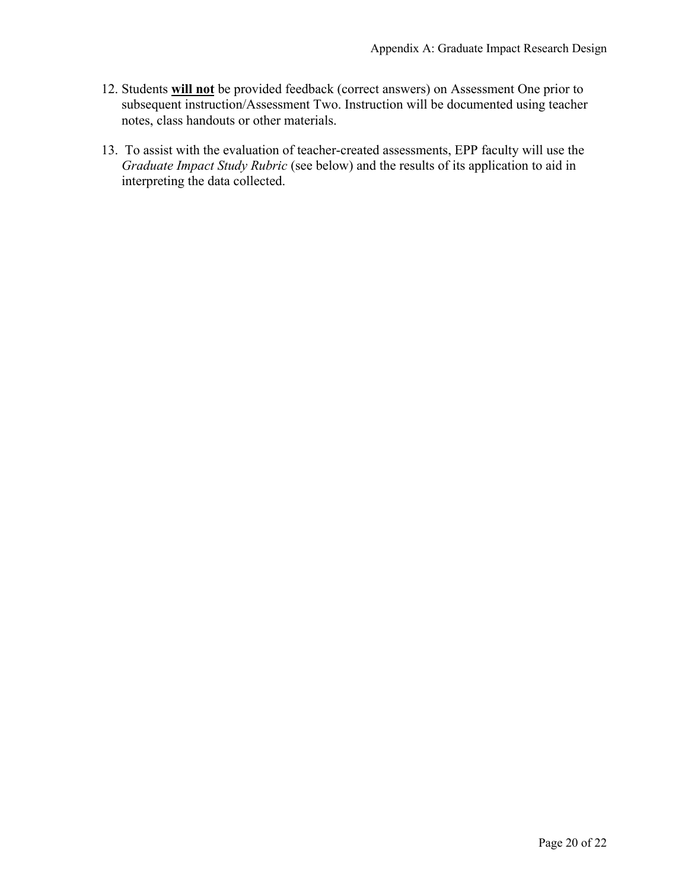12. Students **will not** be provided feedback (correct answers) on Assessment One prior to subsequent instruction/Assessment Two. Instruction will be documented using teacher notes, class handouts or other materials.

13. To assist with the evaluation of teacher-created assessments, EPP faculty will use the *Graduate Impact Study Rubric* (see below) and the results of its application to aid in interpreting the data collected.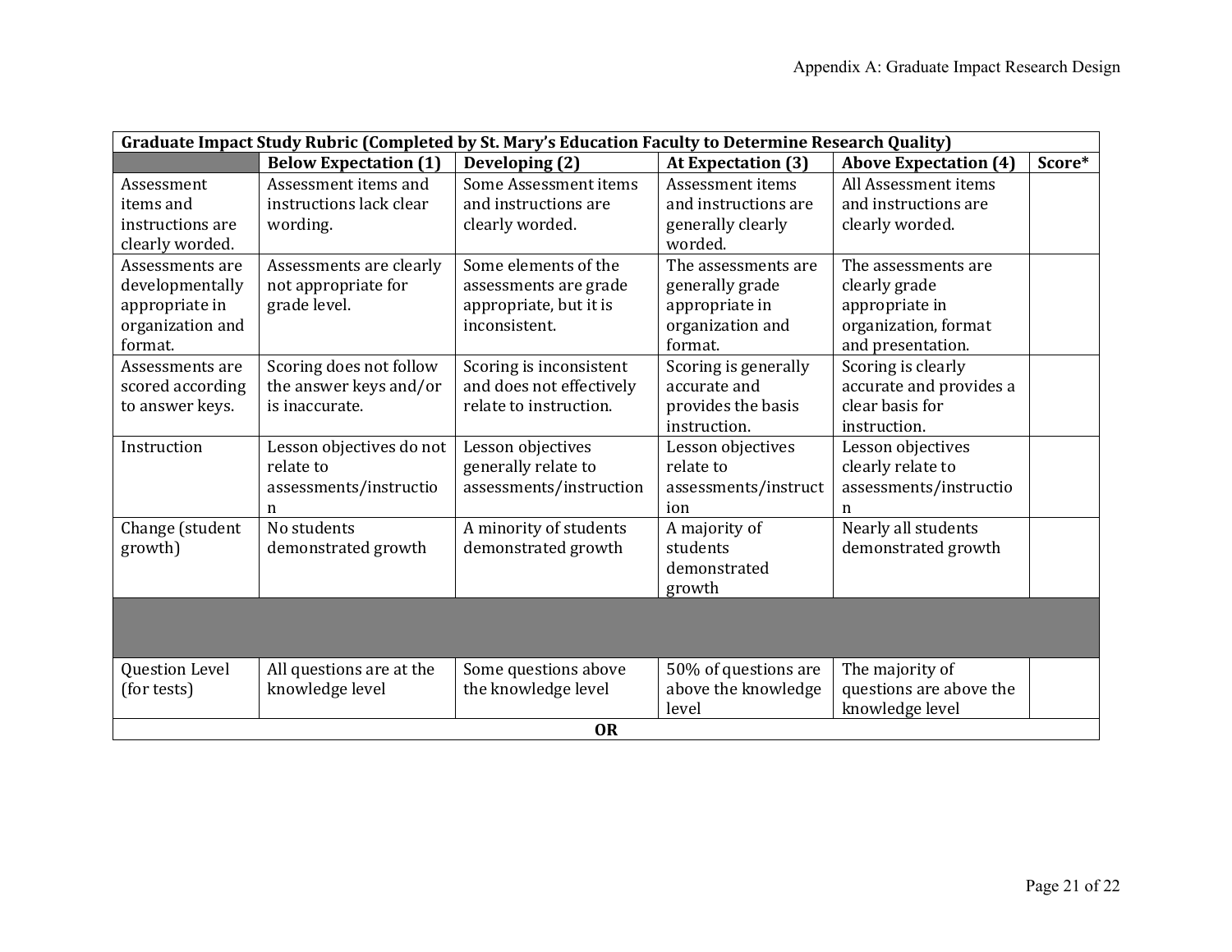| Graduate Impact Study Rubric (Completed by St. Mary's Education Faculty to Determine Research Quality) | | | | | |
|---|---|---|---|---|---|
| | **Below Expectation (1)** | **Developing (2)** | **At Expectation (3)** | **Above Expectation (4)** | **Score*** |
| Assessment items and instructions are clearly worded. | Assessment items and instructions lack clear wording. | Some Assessment items and instructions are clearly worded. | Assessment items and instructions are generally clearly worded. | All Assessment items and instructions are clearly worded. | |
| Assessments are developmentally appropriate in organization and format. | Assessments are clearly not appropriate for grade level. | Some elements of the assessments are grade appropriate, but it is inconsistent. | The assessments are generally grade appropriate in organization and format. | The assessments are clearly grade appropriate in organization, format and presentation. | |
| Assessments are scored according to answer keys. | Scoring does not follow the answer keys and/or is inaccurate. | Scoring is inconsistent and does not effectively relate to instruction. | Scoring is generally accurate and provides the basis instruction. | Scoring is clearly accurate and provides a clear basis for instruction. | |
| Instruction | Lesson objectives do not relate to assessments/instruction | Lesson objectives generally relate to assessments/instruction | Lesson objectives relate to assessments/instruction | Lesson objectives clearly relate to assessments/instruction | |
| Change (student growth) | No students demonstrated growth | A minority of students demonstrated growth | A majority of students demonstrated growth | Nearly all students demonstrated growth | |
| | | | | | |
| Question Level (for tests) | All questions are at the knowledge level | Some questions above the knowledge level | 50% of questions are above the knowledge level | The majority of questions are above the knowledge level | |
| **OR** | | | | | |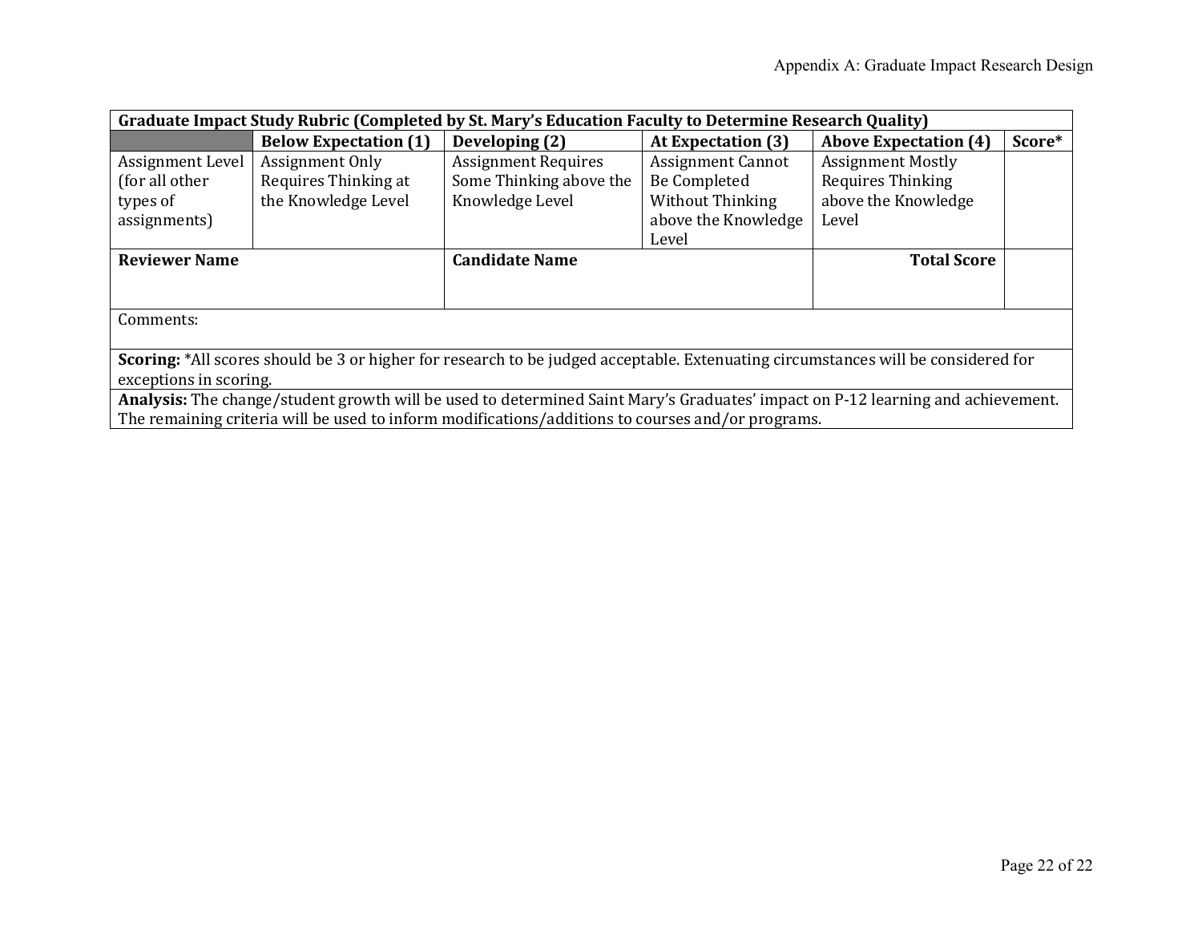| Graduate Impact Study Rubric (Completed by St. Mary's Education Faculty to Determine Research Quality) | | | | | |
|---|---|---|---|---|---|
| | **Below Expectation (1)** | **Developing (2)** | **At Expectation (3)** | **Above Expectation (4)** | **Score*** |
| Assignment Level (for all other types of assignments) | Assignment Only Requires Thinking at the Knowledge Level | Assignment Requires Some Thinking above the Knowledge Level | Assignment Cannot Be Completed Without Thinking above the Knowledge Level | Assignment Mostly Requires Thinking above the Knowledge Level | |
| **Reviewer Name** | | **Candidate Name** | | **Total Score** | |
| Comments: | | | | | |
| **Scoring:** *All scores should be 3 or higher for research to be judged acceptable. Extenuating circumstances will be considered for exceptions in scoring. | | | | | |
| **Analysis:** The change/student growth will be used to determined Saint Mary's Graduates' impact on P-12 learning and achievement. The remaining criteria will be used to inform modifications/additions to courses and/or programs. | | | | | |